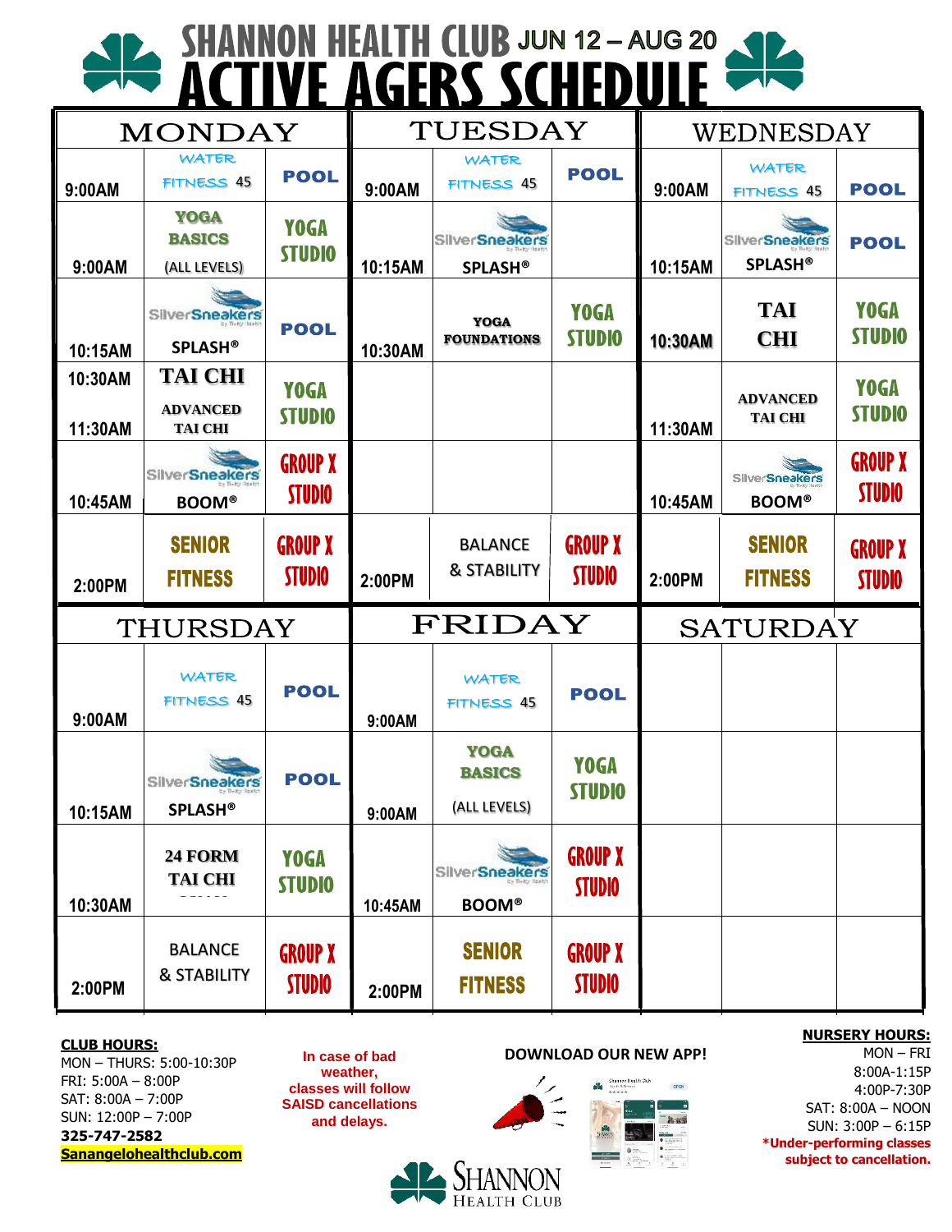# SHANNON HEALTH CLUB JUN 12 – AUG 20
# ACTIVE AGERS SCHEDULE

| MONDAY | | | TUESDAY | | | WEDNESDAY | | |
|---|---|---|---|---|---|---|---|---|
| 9:00AM | WATER FITNESS 45 | POOL | 9:00AM | WATER FITNESS 45 | POOL | 9:00AM | WATER FITNESS 45 | POOL |
| 9:00AM | YOGA BASICS (ALL LEVELS) | YOGA STUDIO | 10:15AM | SilverSneakers SPLASH® | | 10:15AM | SilverSneakers SPLASH® | POOL |
| 10:15AM | SilverSneakers SPLASH® | POOL | 10:30AM | YOGA FOUNDATIONS | YOGA STUDIO | 10:30AM | TAI CHI | YOGA STUDIO |
| 10:30AM / 11:30AM | TAI CHI / ADVANCED TAI CHI | YOGA STUDIO | | | | 11:30AM | ADVANCED TAI CHI | YOGA STUDIO |
| 10:45AM | SilverSneakers BOOM® | GROUP X STUDIO | | | | 10:45AM | SilverSneakers BOOM® | GROUP X STUDIO |
| 2:00PM | SENIOR FITNESS | GROUP X STUDIO | 2:00PM | BALANCE & STABILITY | GROUP X STUDIO | 2:00PM | SENIOR FITNESS | GROUP X STUDIO |

| THURSDAY | | | FRIDAY | | | SATURDAY | | |
|---|---|---|---|---|---|---|---|---|
| 9:00AM | WATER FITNESS 45 | POOL | 9:00AM | WATER FITNESS 45 | POOL | | | |
| 10:15AM | SilverSneakers SPLASH® | POOL | 9:00AM | YOGA BASICS (ALL LEVELS) | YOGA STUDIO | | | |
| 10:30AM | 24 FORM TAI CHI | YOGA STUDIO | 10:45AM | SilverSneakers BOOM® | GROUP X STUDIO | | | |
| 2:00PM | BALANCE & STABILITY | GROUP X STUDIO | 2:00PM | SENIOR FITNESS | GROUP X STUDIO | | | |

**CLUB HOURS:**
MON – THURS: 5:00-10:30P
FRI: 5:00A – 8:00P
SAT: 8:00A – 7:00P
SUN: 12:00P – 7:00P
**325-747-2582**
**Sanangelohealthclub.com**

**In case of bad weather, classes will follow SAISD cancellations and delays.**

**DOWNLOAD OUR NEW APP!**

SHANNON HEALTH CLUB

**NURSERY HOURS:**
MON – FRI
8:00A-1:15P
4:00P-7:30P
SAT: 8:00A – NOON
SUN: 3:00P – 6:15P
***Under-performing classes subject to cancellation.**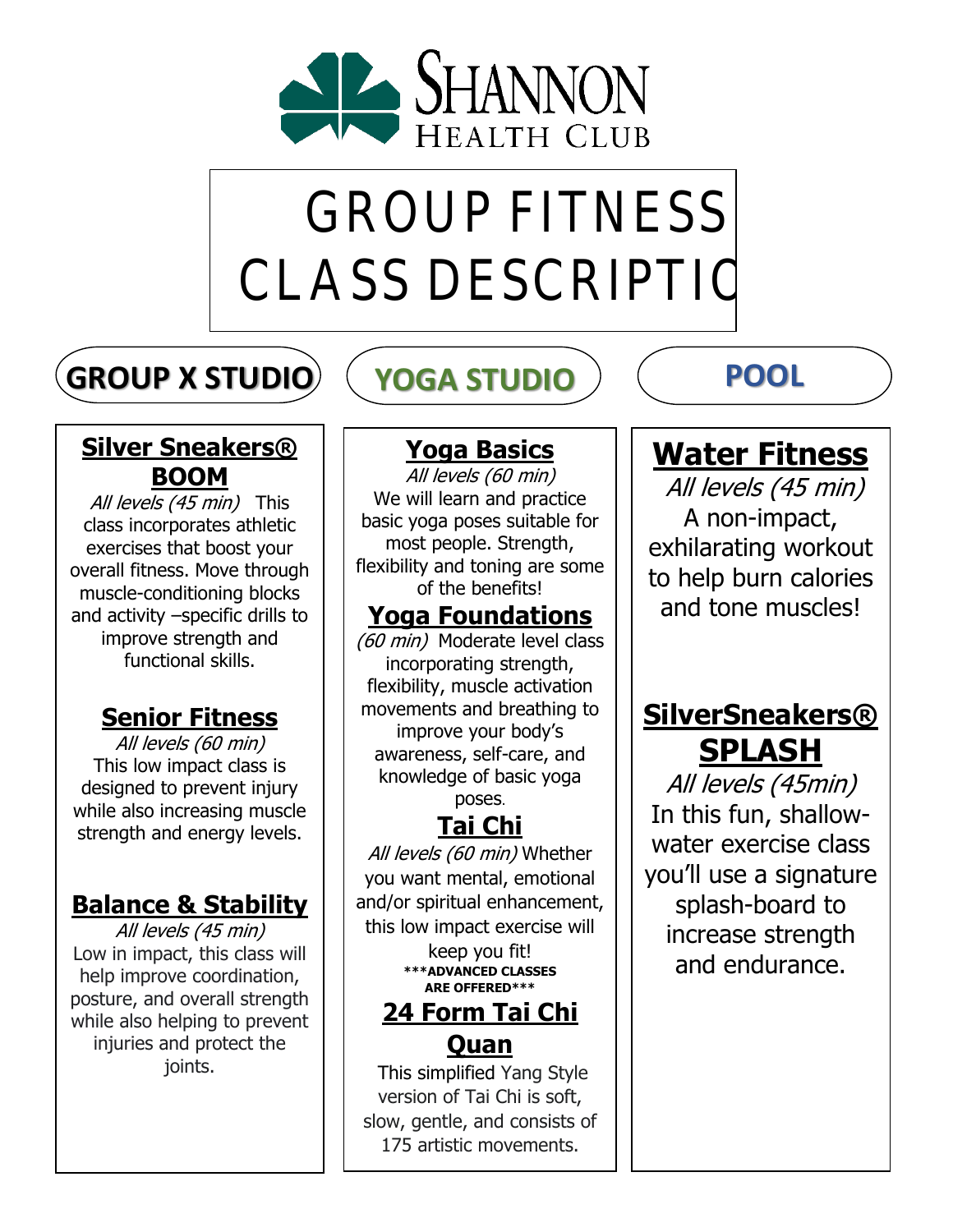SHANNON HEALTH CLUB

# GROUP FITNESS CLASS DESCRIPTIO

## GROUP X STUDIO

### Silver Sneakers® BOOM

*All levels (45 min)* This class incorporates athletic exercises that boost your overall fitness. Move through muscle-conditioning blocks and activity –specific drills to improve strength and functional skills.

### Senior Fitness

*All levels (60 min)*
This low impact class is designed to prevent injury while also increasing muscle strength and energy levels.

### Balance & Stability

*All levels (45 min)*
Low in impact, this class will help improve coordination, posture, and overall strength while also helping to prevent injuries and protect the joints.

## YOGA STUDIO

### Yoga Basics

*All levels (60 min)*
We will learn and practice basic yoga poses suitable for most people. Strength, flexibility and toning are some of the benefits!

### Yoga Foundations

*(60 min)* Moderate level class incorporating strength, flexibility, muscle activation movements and breathing to improve your body's awareness, self-care, and knowledge of basic yoga poses.

### Tai Chi

*All levels (60 min)* Whether you want mental, emotional and/or spiritual enhancement, this low impact exercise will keep you fit!

**\*\*\*ADVANCED CLASSES ARE OFFERED\*\*\***

### 24 Form Tai Chi Quan

This simplified Yang Style version of Tai Chi is soft, slow, gentle, and consists of 175 artistic movements.

## POOL

### Water Fitness

*All levels (45 min)*
A non-impact, exhilarating workout to help burn calories and tone muscles!

### SilverSneakers® SPLASH

*All levels (45min)*
In this fun, shallow-water exercise class you'll use a signature splash-board to increase strength and endurance.